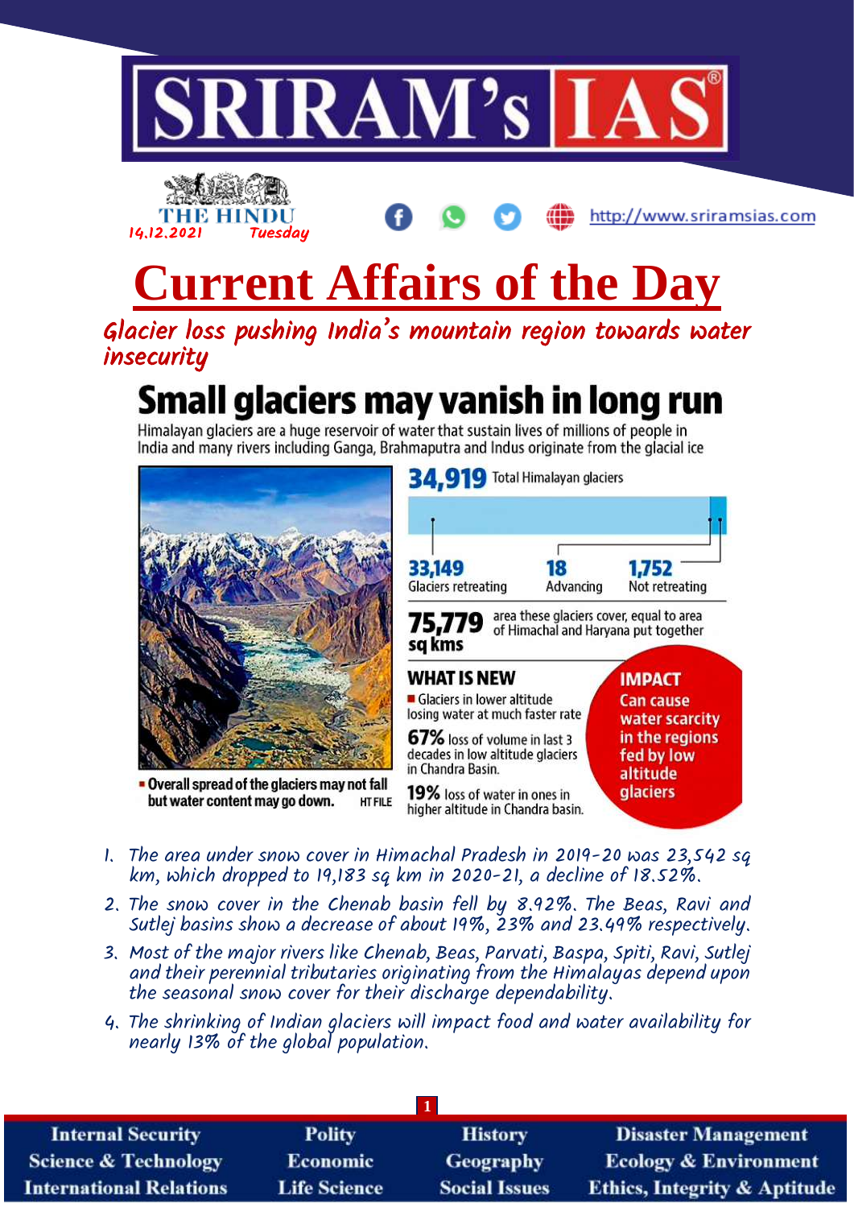# SRIRAM's IAS

THE HINDU 14.12.2021 Tuesday

http://www.sriramsias.com

# Current Affairs of the Day

## Glacier loss pushing India's mountain region towards water insecurity

### Small glaciers may vanish in long run

Himalayan glaciers are a huge reservoir of water that sustain lives of millions of people in India and many rivers including Ganga, Brahmaputra and Indus originate from the glacial ice

**34,919** Total Himalayan glaciers

**33,149** Glaciers retreating

**18** Advancing

**1,752** Not retreating

**75,779 sq kms** area these glaciers cover, equal to area of Himachal and Haryana put together

**WHAT IS NEW**

- Glaciers in lower altitude losing water at much faster rate

**67%** loss of volume in last 3 decades in low altitude glaciers in Chandra Basin.

**19%** loss of water in ones in higher altitude in Chandra basin.

**IMPACT**

Can cause water scarcity in the regions fed by low altitude glaciers

- **Overall spread of the glaciers may not fall but water content may go down.** HT FILE

1. The area under snow cover in Himachal Pradesh in 2019-20 was 23,542 sq km, which dropped to 19,183 sq km in 2020-21, a decline of 18.52%.
2. The snow cover in the Chenab basin fell by 8.92%. The Beas, Ravi and Sutlej basins show a decrease of about 19%, 23% and 23.49% respectively.
3. Most of the major rivers like Chenab, Beas, Parvati, Baspa, Spiti, Ravi, Sutlej and their perennial tributaries originating from the Himalayas depend upon the seasonal snow cover for their discharge dependability.
4. The shrinking of Indian glaciers will impact food and water availability for nearly 13% of the global population.

| Internal Security | Polity | History | Disaster Management |
|---|---|---|---|
| Science & Technology | Economic | Geography | Ecology & Environment |
| International Relations | Life Science | Social Issues | Ethics, Integrity & Aptitude |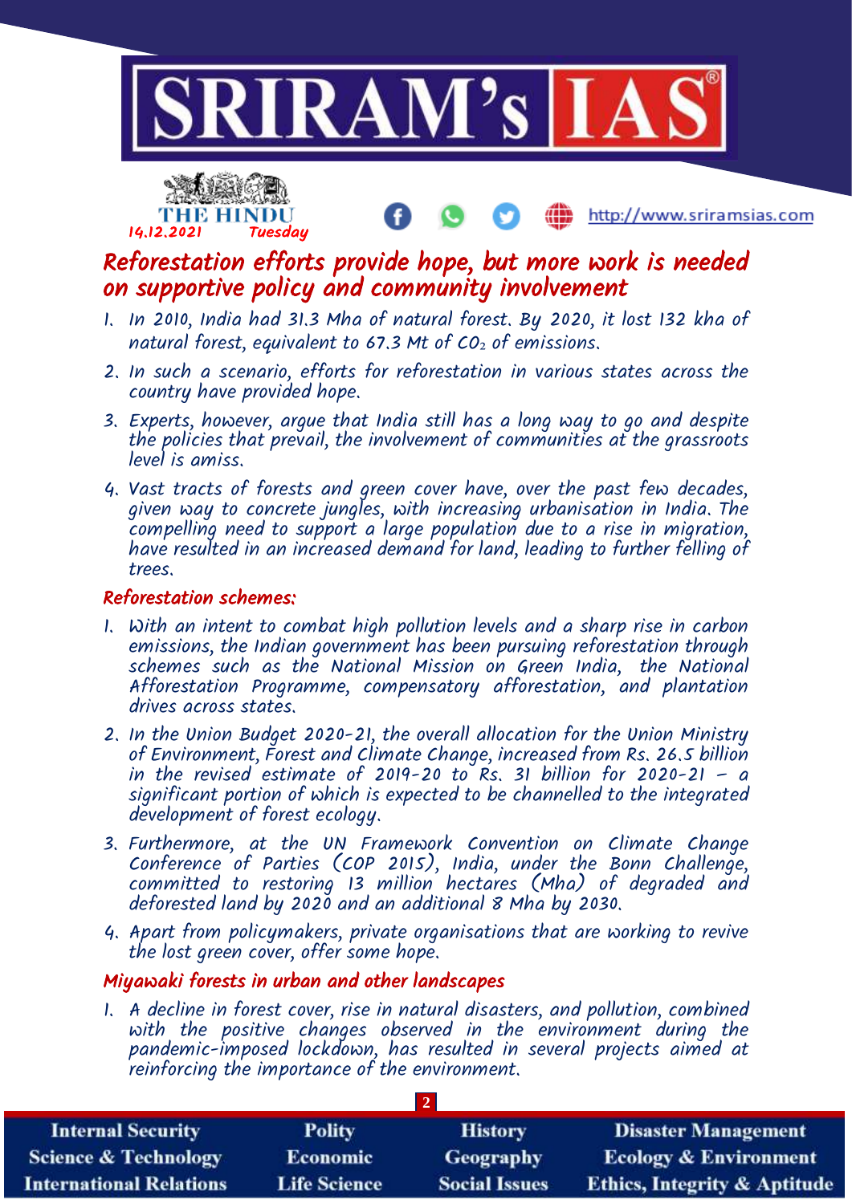# Reforestation efforts provide hope, but more work is needed on supportive policy and community involvement

1. In 2010, India had 31.3 Mha of natural forest. By 2020, it lost 132 kha of natural forest, equivalent to 67.3 Mt of $CO_2$ of emissions.
2. In such a scenario, efforts for reforestation in various states across the country have provided hope.
3. Experts, however, argue that India still has a long way to go and despite the policies that prevail, the involvement of communities at the grassroots level is amiss.
4. Vast tracts of forests and green cover have, over the past few decades, given way to concrete jungles, with increasing urbanisation in India. The compelling need to support a large population due to a rise in migration, have resulted in an increased demand for land, leading to further felling of trees.

## Reforestation schemes:

1. With an intent to combat high pollution levels and a sharp rise in carbon emissions, the Indian government has been pursuing reforestation through schemes such as the National Mission on Green India, the National Afforestation Programme, compensatory afforestation, and plantation drives across states.
2. In the Union Budget 2020-21, the overall allocation for the Union Ministry of Environment, Forest and Climate Change, increased from Rs. 26.5 billion in the revised estimate of 2019-20 to Rs. 31 billion for 2020-21 – a significant portion of which is expected to be channelled to the integrated development of forest ecology.
3. Furthermore, at the UN Framework Convention on Climate Change Conference of Parties (COP 2015), India, under the Bonn Challenge, committed to restoring 13 million hectares (Mha) of degraded and deforested land by 2020 and an additional 8 Mha by 2030.
4. Apart from policymakers, private organisations that are working to revive the lost green cover, offer some hope.

## Miyawaki forests in urban and other landscapes

1. A decline in forest cover, rise in natural disasters, and pollution, combined with the positive changes observed in the environment during the pandemic-imposed lockdown, has resulted in several projects aimed at reinforcing the importance of the environment.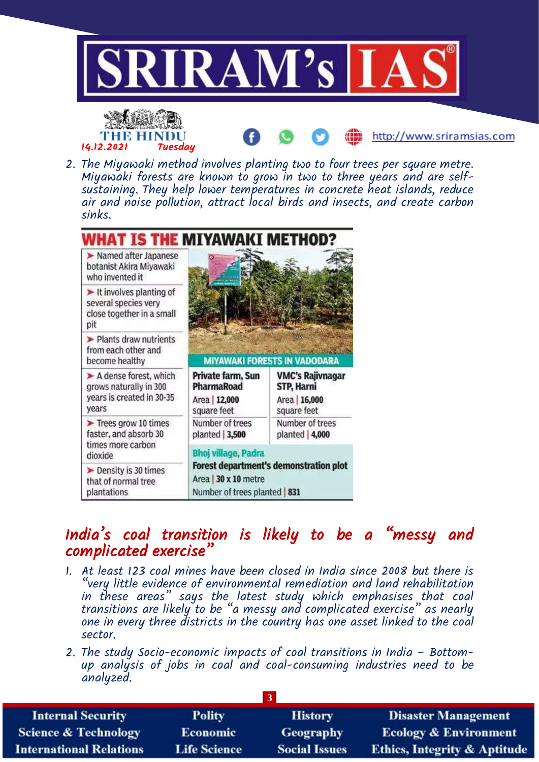2. The Miyawaki method involves planting two to four trees per square metre. Miyawaki forests are known to grow in two to three years and are self-sustaining. They help lower temperatures in concrete heat islands, reduce air and noise pollution, attract local birds and insects, and create carbon sinks.

## WHAT IS THE MIYAWAKI METHOD?

- Named after Japanese botanist Akira Miyawaki who invented it
- It involves planting of several species very close together in a small pit
- Plants draw nutrients from each other and become healthy
- A dense forest, which grows naturally in 300 years is created in 30-35 years
- Trees grow 10 times faster, and absorb 30 times more carbon dioxide
- Density is 30 times that of normal tree plantations

**MIYAWAKI FORESTS IN VADODARA**

| Private farm, Sun PharmaRoad | VMC's Rajivnagar STP, Harni |
|---|---|
| Area \| 12,000 square feet | Area \| 16,000 square feet |
| Number of trees planted \| 3,500 | Number of trees planted \| 4,000 |

**Bhoj village, Padra**
**Forest department's demonstration plot**
Area | 30 x 10 metre
Number of trees planted | 831

## India's coal transition is likely to be a "messy and complicated exercise"

1. At least 123 coal mines have been closed in India since 2008 but there is "very little evidence of environmental remediation and land rehabilitation in these areas" says the latest study which emphasises that coal transitions are likely to be "a messy and complicated exercise" as nearly one in every three districts in the country has one asset linked to the coal sector.
2. The study Socio-economic impacts of coal transitions in India – Bottom-up analysis of jobs in coal and coal-consuming industries need to be analyzed.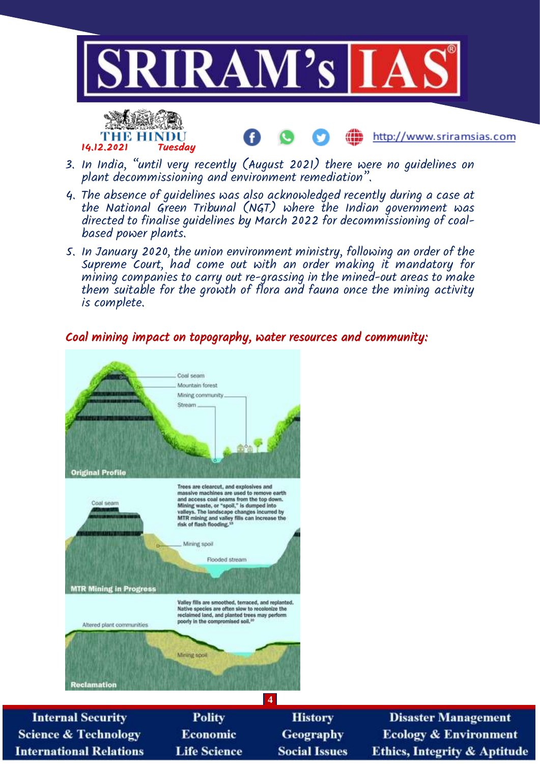3. In India, "until very recently (August 2021) there were no guidelines on plant decommissioning and environment remediation".
4. The absence of guidelines was also acknowledged recently during a case at the National Green Tribunal (NGT) where the Indian government was directed to finalise guidelines by March 2022 for decommissioning of coal-based power plants.
5. In January 2020, the union environment ministry, following an order of the Supreme Court, had come out with an order making it mandatory for mining companies to carry out re-grassing in the mined-out areas to make them suitable for the growth of flora and fauna once the mining activity is complete.

### *Coal mining impact on topography, water resources and community:*

Coal seam
Mountain forest
Mining community
Stream

**Original Profile**

Coal seam

Trees are clearcut, and explosives and massive machines are used to remove earth and access coal seams from the top down. Mining waste, or "spoil," is dumped into valleys. The landscape changes incurred by MTR mining and valley fills can increase the risk of flash flooding.[19]

Mining spoil
Flooded stream

**MTR Mining in Progress**

Valley fills are smoothed, terraced, and replanted. Native species are often slow to recolonize the reclaimed land, and planted trees may perform poorly in the compromised soil.[20]

Altered plant communities
Mining spoil

**Reclamation**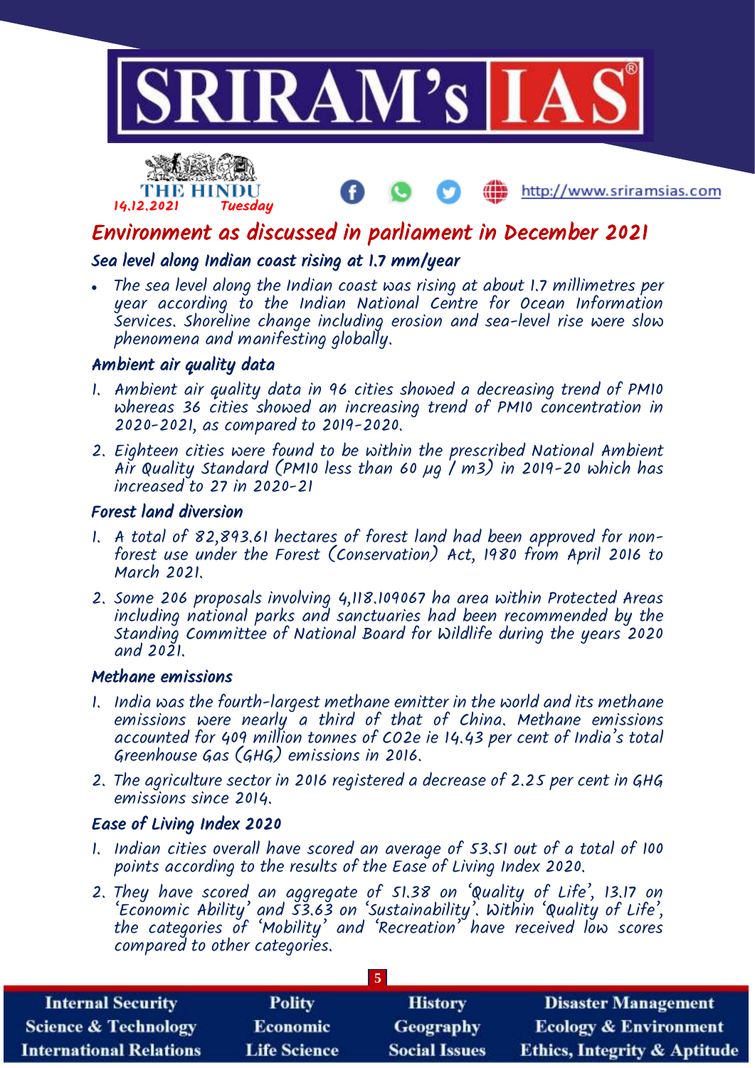# Environment as discussed in parliament in December 2021

## Sea level along Indian coast rising at 1.7 mm/year

- The sea level along the Indian coast was rising at about 1.7 millimetres per year according to the Indian National Centre for Ocean Information Services. Shoreline change including erosion and sea-level rise were slow phenomena and manifesting globally.

## Ambient air quality data

1. Ambient air quality data in 96 cities showed a decreasing trend of PM10 whereas 36 cities showed an increasing trend of PM10 concentration in 2020-2021, as compared to 2019-2020.
2. Eighteen cities were found to be within the prescribed National Ambient Air Quality Standard (PM10 less than 60 µg / m3) in 2019-20 which has increased to 27 in 2020-21

## Forest land diversion

1. A total of 82,893.61 hectares of forest land had been approved for non-forest use under the Forest (Conservation) Act, 1980 from April 2016 to March 2021.
2. Some 206 proposals involving 4,118.109067 ha area within Protected Areas including national parks and sanctuaries had been recommended by the Standing Committee of National Board for Wildlife during the years 2020 and 2021.

## Methane emissions

1. India was the fourth-largest methane emitter in the world and its methane emissions were nearly a third of that of China. Methane emissions accounted for 409 million tonnes of CO2e ie 14.43 per cent of India's total Greenhouse Gas (GHG) emissions in 2016.
2. The agriculture sector in 2016 registered a decrease of 2.25 per cent in GHG emissions since 2014.

## Ease of Living Index 2020

1. Indian cities overall have scored an average of 53.51 out of a total of 100 points according to the results of the Ease of Living Index 2020.
2. They have scored an aggregate of 51.38 on 'Quality of Life', 13.17 on 'Economic Ability' and 53.63 on 'Sustainability'. Within 'Quality of Life', the categories of 'Mobility' and 'Recreation' have received low scores compared to other categories.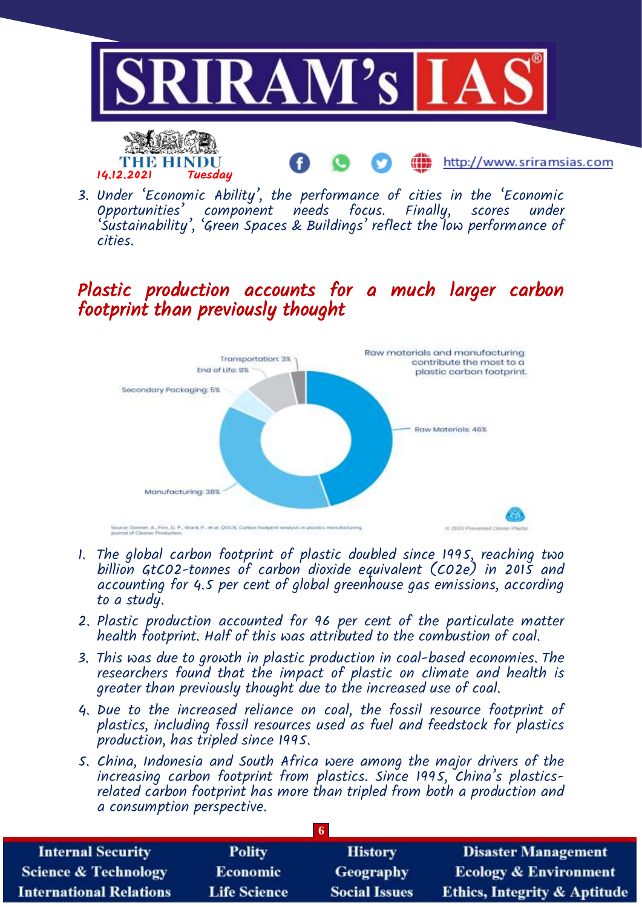3. Under 'Economic Ability', the performance of cities in the 'Economic Opportunities' component needs focus. Finally, scores under 'Sustainability', 'Green Spaces & Buildings' reflect the low performance of cities.

## Plastic production accounts for a much larger carbon footprint than previously thought

1. The global carbon footprint of plastic doubled since 1995, reaching two billion GtCO2-tonnes of carbon dioxide equivalent (CO2e) in 2015 and accounting for 4.5 per cent of global greenhouse gas emissions, according to a study.
2. Plastic production accounted for 96 per cent of the particulate matter health footprint. Half of this was attributed to the combustion of coal.
3. This was due to growth in plastic production in coal-based economies. The researchers found that the impact of plastic on climate and health is greater than previously thought due to the increased use of coal.
4. Due to the increased reliance on coal, the fossil resource footprint of plastics, including fossil resources used as fuel and feedstock for plastics production, has tripled since 1995.
5. China, Indonesia and South Africa were among the major drivers of the increasing carbon footprint from plastics. Since 1995, China's plastics-related carbon footprint has more than tripled from both a production and a consumption perspective.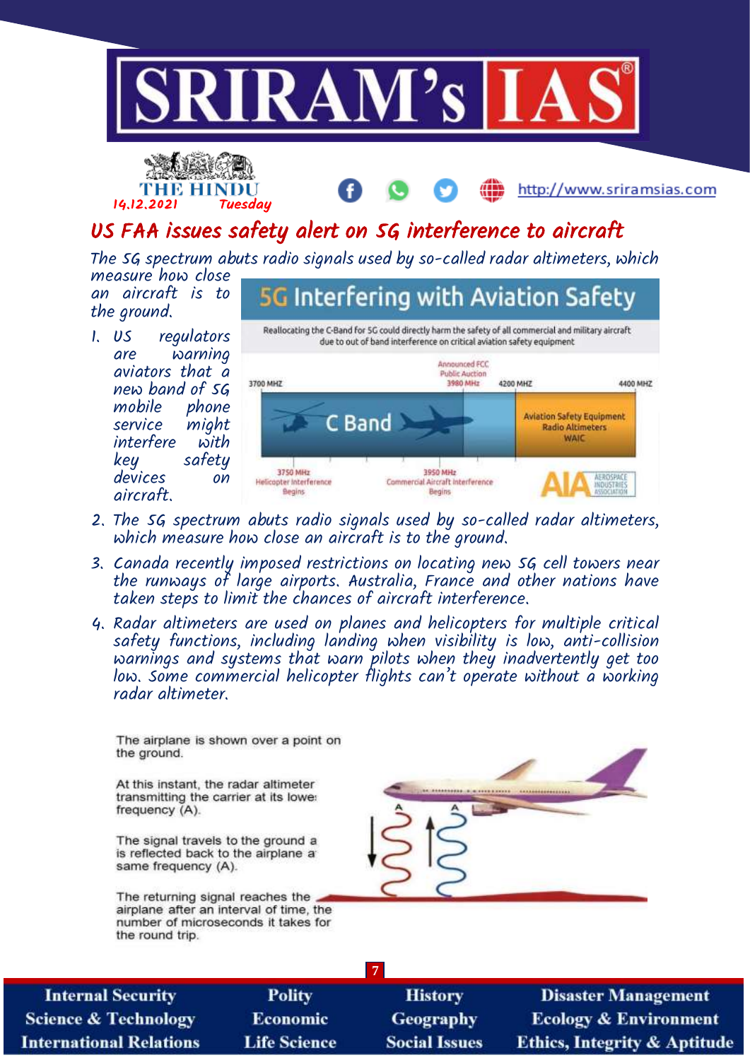# US FAA issues safety alert on 5G interference to aircraft

*The 5G spectrum abuts radio signals used by so-called radar altimeters, which measure how close an aircraft is to the ground.*

1. US regulators are warning aviators that a new band of 5G mobile phone service might interfere with key safety devices on aircraft.
2. The 5G spectrum abuts radio signals used by so-called radar altimeters, which measure how close an aircraft is to the ground.
3. Canada recently imposed restrictions on locating new 5G cell towers near the runways of large airports. Australia, France and other nations have taken steps to limit the chances of aircraft interference.
4. Radar altimeters are used on planes and helicopters for multiple critical safety functions, including landing when visibility is low, anti-collision warnings and systems that warn pilots when they inadvertently get too low. Some commercial helicopter flights can't operate without a working radar altimeter.

**5G Interfering with Aviation Safety**

Reallocating the C-Band for 5G could directly harm the safety of all commercial and military aircraft due to out of band interference on critical aviation safety equipment

- 3700 MHZ – C Band
- 3750 MHz – Helicopter Interference Begins
- 3950 MHz – Commercial Aircraft Interference Begins
- 3980 MHz – Announced FCC Public Auction
- 4200 MHZ – 4400 MHZ – Aviation Safety Equipment, Radio Altimeters, WAIC

AIA – Aerospace Industries Association

The airplane is shown over a point on the ground.

At this instant, the radar altimeter transmitting the carrier at its lowest frequency (A).

The signal travels to the ground and is reflected back to the airplane at same frequency (A).

The returning signal reaches the airplane after an interval of time, the number of microseconds it takes for the round trip.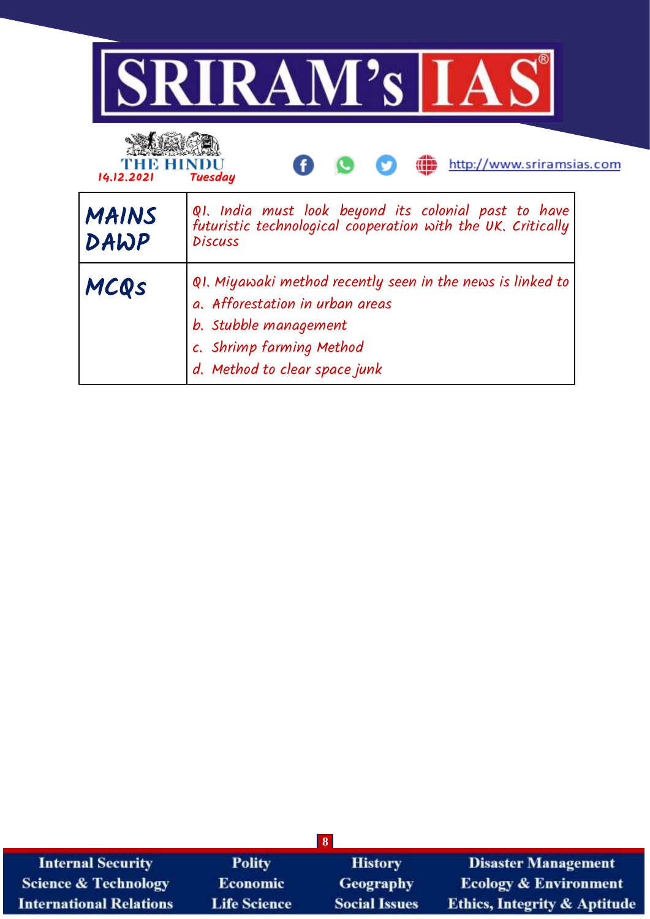| | |
|---|---|
| **MAINS DAWP** | Q1. India must look beyond its colonial past to have futuristic technological cooperation with the UK. Critically Discuss |
| **MCQs** | Q1. Miyawaki method recently seen in the news is linked to<br>a. Afforestation in urban areas<br>b. Stubble management<br>c. Shrimp farming Method<br>d. Method to clear space junk |